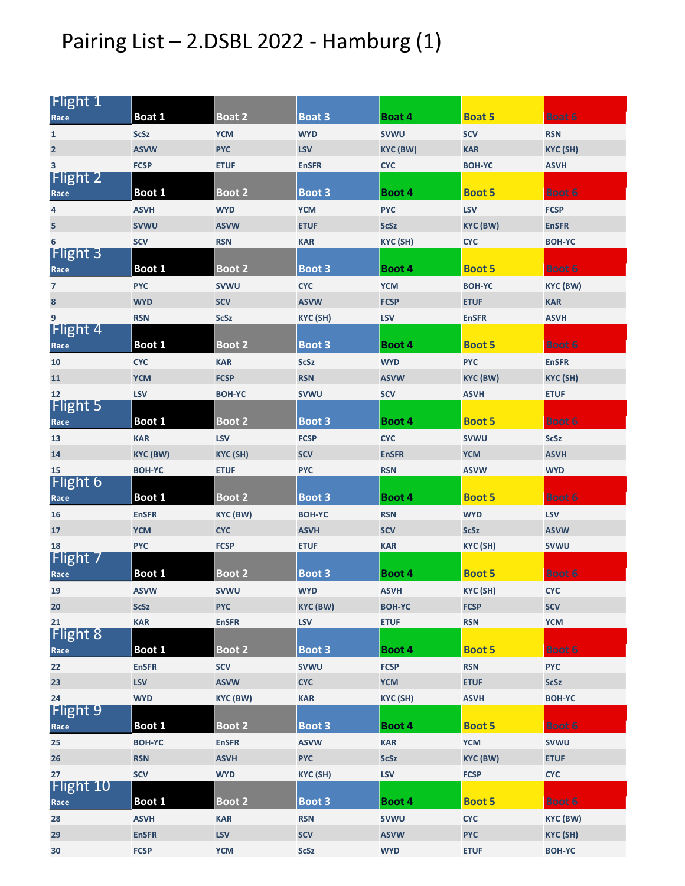# Pairing List – 2.DSBL 2022 - Hamburg (1)

| Flight 1<br>Race | Boat 1 | Boat 2 | Boat 3 | Boat 4 | Boat 5 | Boat 6 |
|---|---|---|---|---|---|---|
| 1 | ScSz | YCM | WYD | SVWU | SCV | RSN |
| 2 | ASVW | PYC | LSV | KYC (BW) | KAR | KYC (SH) |
| 3 | FCSP | ETUF | EnSFR | CYC | BOH-YC | ASVH |

| Flight 2<br>Race | Boot 1 | Boot 2 | Boot 3 | Boot 4 | Boot 5 | Boot 6 |
|---|---|---|---|---|---|---|
| 4 | ASVH | WYD | YCM | PYC | LSV | FCSP |
| 5 | SVWU | ASVW | ETUF | ScSz | KYC (BW) | EnSFR |
| 6 | SCV | RSN | KAR | KYC (SH) | CYC | BOH-YC |

| Flight 3<br>Race | Boot 1 | Boot 2 | Boot 3 | Boot 4 | Boot 5 | Boot 6 |
|---|---|---|---|---|---|---|
| 7 | PYC | SVWU | CYC | YCM | BOH-YC | KYC (BW) |
| 8 | WYD | SCV | ASVW | FCSP | ETUF | KAR |
| 9 | RSN | ScSz | KYC (SH) | LSV | EnSFR | ASVH |

| Flight 4<br>Race | Boot 1 | Boot 2 | Boot 3 | Boot 4 | Boot 5 | Boot 6 |
|---|---|---|---|---|---|---|
| 10 | CYC | KAR | ScSz | WYD | PYC | EnSFR |
| 11 | YCM | FCSP | RSN | ASVW | KYC (BW) | KYC (SH) |
| 12 | LSV | BOH-YC | SVWU | SCV | ASVH | ETUF |

| Flight 5<br>Race | Boot 1 | Boot 2 | Boot 3 | Boot 4 | Boot 5 | Boot 6 |
|---|---|---|---|---|---|---|
| 13 | KAR | LSV | FCSP | CYC | SVWU | ScSz |
| 14 | KYC (BW) | KYC (SH) | SCV | EnSFR | YCM | ASVH |
| 15 | BOH-YC | ETUF | PYC | RSN | ASVW | WYD |

| Flight 6<br>Race | Boot 1 | Boot 2 | Boot 3 | Boot 4 | Boot 5 | Boot 6 |
|---|---|---|---|---|---|---|
| 16 | EnSFR | KYC (BW) | BOH-YC | RSN | WYD | LSV |
| 17 | YCM | CYC | ASVH | SCV | ScSz | ASVW |
| 18 | PYC | FCSP | ETUF | KAR | KYC (SH) | SVWU |

| Flight 7<br>Race | Boot 1 | Boot 2 | Boot 3 | Boot 4 | Boot 5 | Boot 6 |
|---|---|---|---|---|---|---|
| 19 | ASVW | SVWU | WYD | ASVH | KYC (SH) | CYC |
| 20 | ScSz | PYC | KYC (BW) | BOH-YC | FCSP | SCV |
| 21 | KAR | EnSFR | LSV | ETUF | RSN | YCM |

| Flight 8<br>Race | Boot 1 | Boot 2 | Boot 3 | Boot 4 | Boot 5 | Boot 6 |
|---|---|---|---|---|---|---|
| 22 | EnSFR | SCV | SVWU | FCSP | RSN | PYC |
| 23 | LSV | ASVW | CYC | YCM | ETUF | ScSz |
| 24 | WYD | KYC (BW) | KAR | KYC (SH) | ASVH | BOH-YC |

| Flight 9<br>Race | Boot 1 | Boot 2 | Boot 3 | Boot 4 | Boot 5 | Boot 6 |
|---|---|---|---|---|---|---|
| 25 | BOH-YC | EnSFR | ASVW | KAR | YCM | SVWU |
| 26 | RSN | ASVH | PYC | ScSz | KYC (BW) | ETUF |
| 27 | SCV | WYD | KYC (SH) | LSV | FCSP | CYC |

| Flight 10<br>Race | Boot 1 | Boot 2 | Boot 3 | Boot 4 | Boot 5 | Boot 6 |
|---|---|---|---|---|---|---|
| 28 | ASVH | KAR | RSN | SVWU | CYC | KYC (BW) |
| 29 | EnSFR | LSV | SCV | ASVW | PYC | KYC (SH) |
| 30 | FCSP | YCM | ScSz | WYD | ETUF | BOH-YC |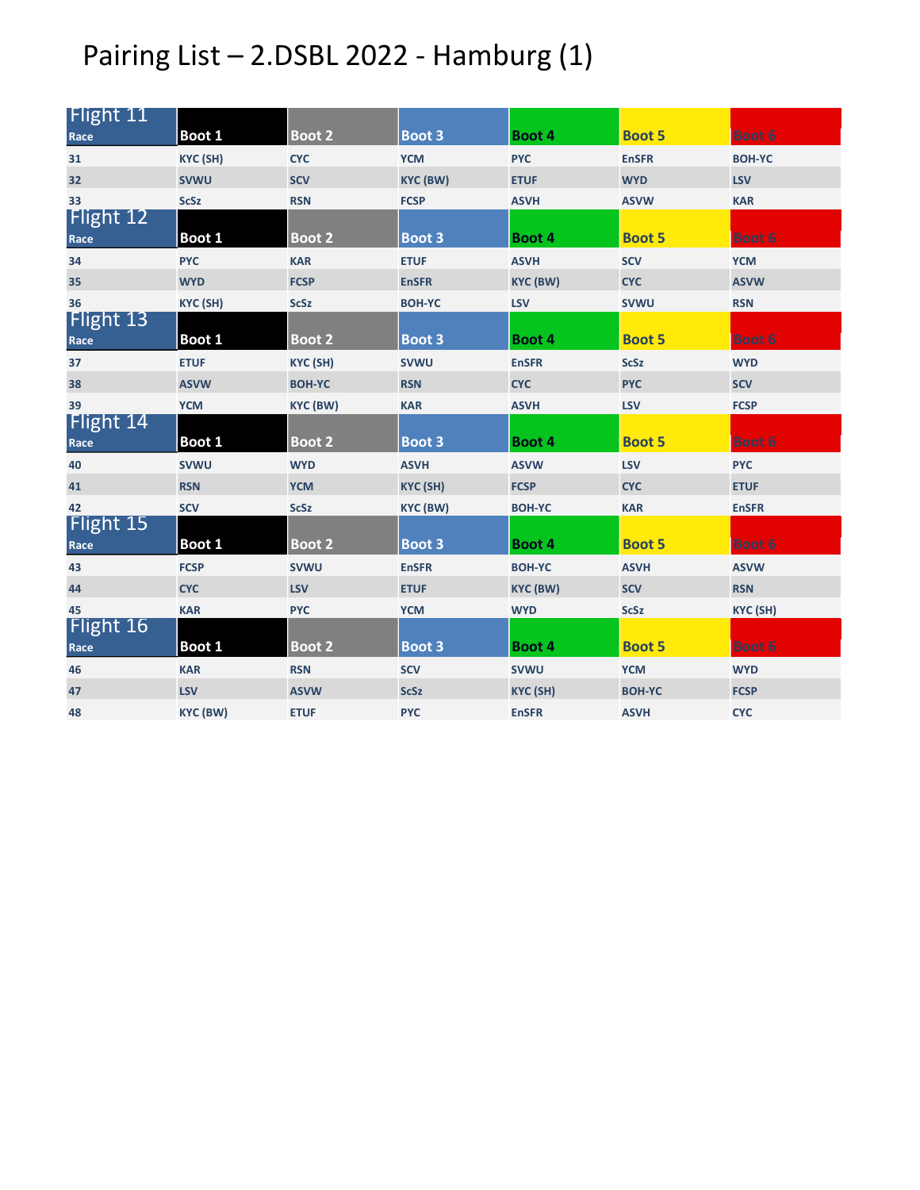# Pairing List – 2.DSBL 2022 - Hamburg (1)

| Flight 11<br>Race | Boot 1 | Boot 2 | Boot 3 | Boot 4 | Boot 5 | Boot 6 |
|---|---|---|---|---|---|---|
| 31 | KYC (SH) | CYC | YCM | PYC | EnSFR | BOH-YC |
| 32 | SVWU | SCV | KYC (BW) | ETUF | WYD | LSV |
| 33 | ScSz | RSN | FCSP | ASVH | ASVW | KAR |

| Flight 12<br>Race | Boot 1 | Boot 2 | Boot 3 | Boot 4 | Boot 5 | Boot 6 |
|---|---|---|---|---|---|---|
| 34 | PYC | KAR | ETUF | ASVH | SCV | YCM |
| 35 | WYD | FCSP | EnSFR | KYC (BW) | CYC | ASVW |
| 36 | KYC (SH) | ScSz | BOH-YC | LSV | SVWU | RSN |

| Flight 13<br>Race | Boot 1 | Boot 2 | Boot 3 | Boot 4 | Boot 5 | Boot 6 |
|---|---|---|---|---|---|---|
| 37 | ETUF | KYC (SH) | SVWU | EnSFR | ScSz | WYD |
| 38 | ASVW | BOH-YC | RSN | CYC | PYC | SCV |
| 39 | YCM | KYC (BW) | KAR | ASVH | LSV | FCSP |

| Flight 14<br>Race | Boot 1 | Boot 2 | Boot 3 | Boot 4 | Boot 5 | Boot 6 |
|---|---|---|---|---|---|---|
| 40 | SVWU | WYD | ASVH | ASVW | LSV | PYC |
| 41 | RSN | YCM | KYC (SH) | FCSP | CYC | ETUF |
| 42 | SCV | ScSz | KYC (BW) | BOH-YC | KAR | EnSFR |

| Flight 15<br>Race | Boot 1 | Boot 2 | Boot 3 | Boot 4 | Boot 5 | Boot 6 |
|---|---|---|---|---|---|---|
| 43 | FCSP | SVWU | EnSFR | BOH-YC | ASVH | ASVW |
| 44 | CYC | LSV | ETUF | KYC (BW) | SCV | RSN |
| 45 | KAR | PYC | YCM | WYD | ScSz | KYC (SH) |

| Flight 16<br>Race | Boot 1 | Boot 2 | Boot 3 | Boot 4 | Boot 5 | Boot 6 |
|---|---|---|---|---|---|---|
| 46 | KAR | RSN | SCV | SVWU | YCM | WYD |
| 47 | LSV | ASVW | ScSz | KYC (SH) | BOH-YC | FCSP |
| 48 | KYC (BW) | ETUF | PYC | EnSFR | ASVH | CYC |